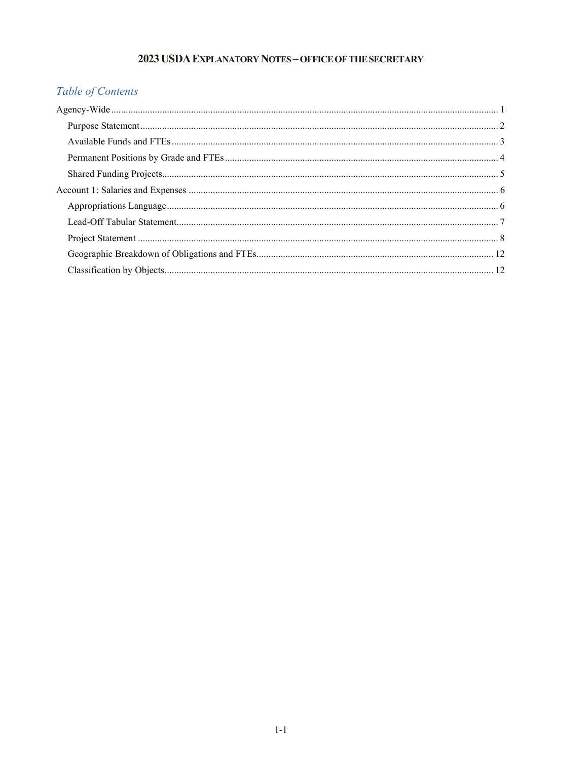# 2023 USDA Explanatory Notes – Office of the Secretary

## *Table of Contents*

- Agency-Wide .......... 1
  - Purpose Statement .......... 2
  - Available Funds and FTEs .......... 3
  - Permanent Positions by Grade and FTEs .......... 4
  - Shared Funding Projects .......... 5
- Account 1: Salaries and Expenses .......... 6
  - Appropriations Language .......... 6
  - Lead-Off Tabular Statement .......... 7
  - Project Statement .......... 8
  - Geographic Breakdown of Obligations and FTEs .......... 12
  - Classification by Objects .......... 12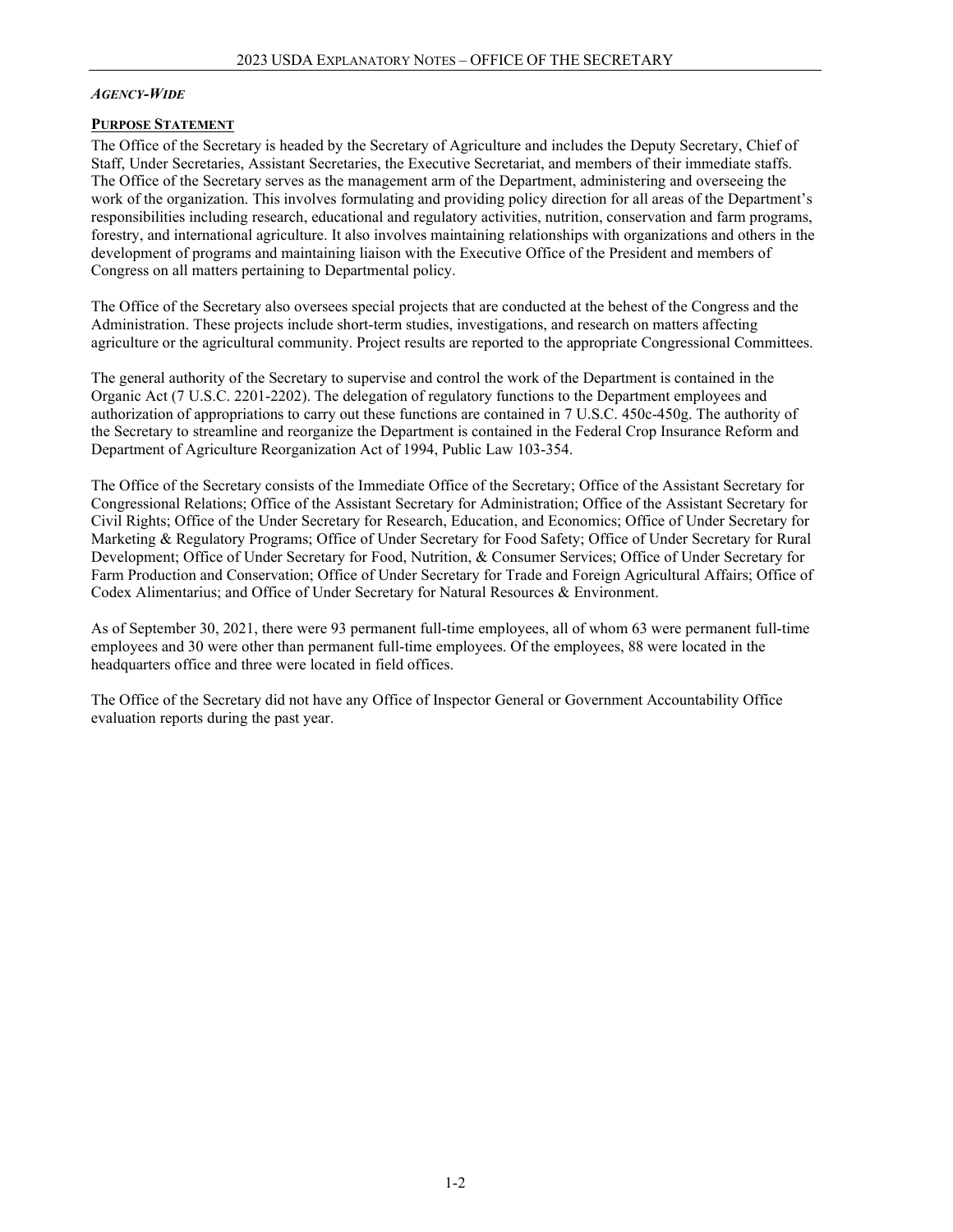***Agency-Wide***

## **Purpose Statement**

The Office of the Secretary is headed by the Secretary of Agriculture and includes the Deputy Secretary, Chief of Staff, Under Secretaries, Assistant Secretaries, the Executive Secretariat, and members of their immediate staffs. The Office of the Secretary serves as the management arm of the Department, administering and overseeing the work of the organization. This involves formulating and providing policy direction for all areas of the Department's responsibilities including research, educational and regulatory activities, nutrition, conservation and farm programs, forestry, and international agriculture. It also involves maintaining relationships with organizations and others in the development of programs and maintaining liaison with the Executive Office of the President and members of Congress on all matters pertaining to Departmental policy.

The Office of the Secretary also oversees special projects that are conducted at the behest of the Congress and the Administration. These projects include short-term studies, investigations, and research on matters affecting agriculture or the agricultural community. Project results are reported to the appropriate Congressional Committees.

The general authority of the Secretary to supervise and control the work of the Department is contained in the Organic Act (7 U.S.C. 2201-2202). The delegation of regulatory functions to the Department employees and authorization of appropriations to carry out these functions are contained in 7 U.S.C. 450c-450g. The authority of the Secretary to streamline and reorganize the Department is contained in the Federal Crop Insurance Reform and Department of Agriculture Reorganization Act of 1994, Public Law 103-354.

The Office of the Secretary consists of the Immediate Office of the Secretary; Office of the Assistant Secretary for Congressional Relations; Office of the Assistant Secretary for Administration; Office of the Assistant Secretary for Civil Rights; Office of the Under Secretary for Research, Education, and Economics; Office of Under Secretary for Marketing & Regulatory Programs; Office of Under Secretary for Food Safety; Office of Under Secretary for Rural Development; Office of Under Secretary for Food, Nutrition, & Consumer Services; Office of Under Secretary for Farm Production and Conservation; Office of Under Secretary for Trade and Foreign Agricultural Affairs; Office of Codex Alimentarius; and Office of Under Secretary for Natural Resources & Environment.

As of September 30, 2021, there were 93 permanent full-time employees, all of whom 63 were permanent full-time employees and 30 were other than permanent full-time employees. Of the employees, 88 were located in the headquarters office and three were located in field offices.

The Office of the Secretary did not have any Office of Inspector General or Government Accountability Office evaluation reports during the past year.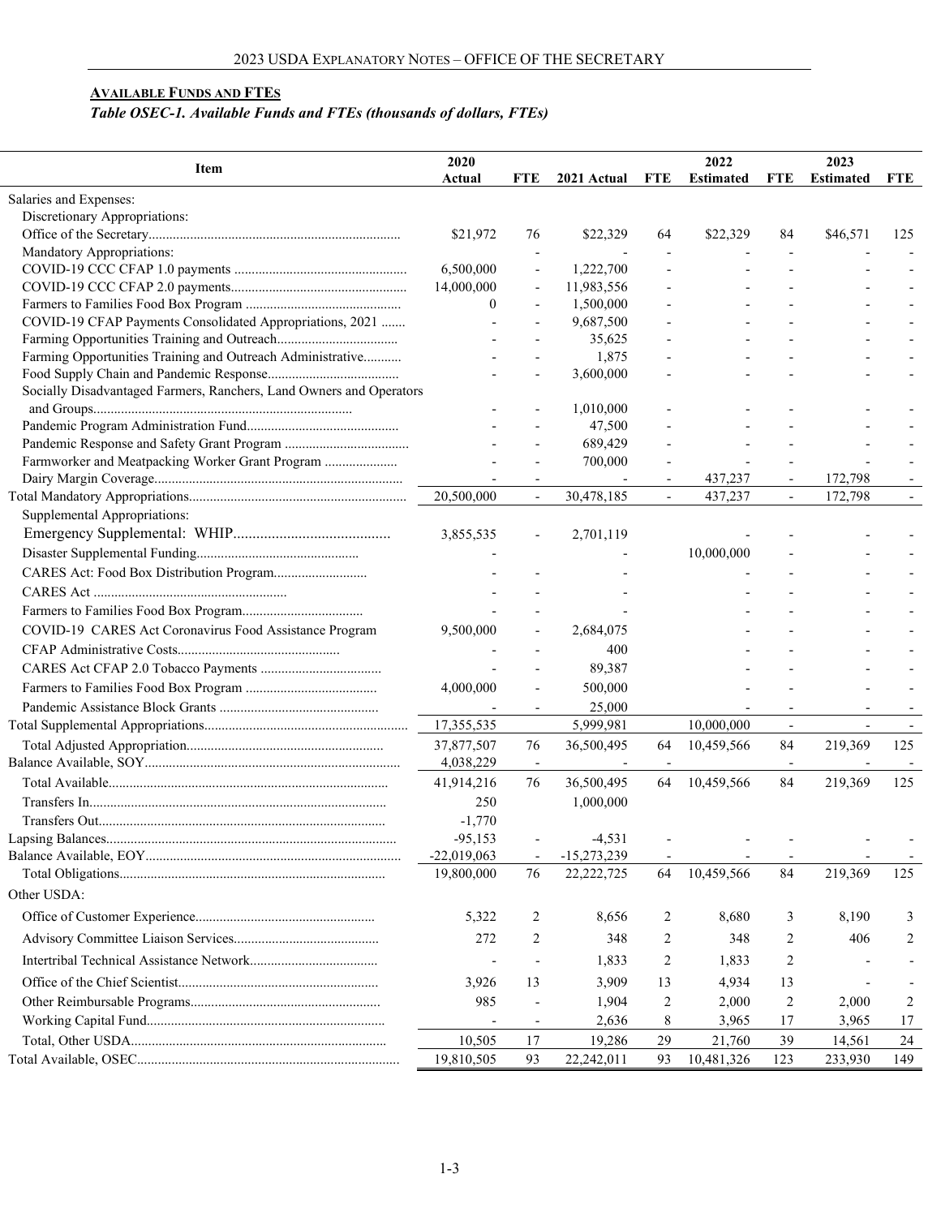## Available Funds and FTEs

*Table OSEC-1. Available Funds and FTEs (thousands of dollars, FTEs)*

| Item | 2020 Actual | FTE | 2021 Actual | FTE | 2022 Estimated | FTE | 2023 Estimated | FTE |
|---|---|---|---|---|---|---|---|---|
| Salaries and Expenses: | | | | | | | | |
| Discretionary Appropriations: | | | | | | | | |
| Office of the Secretary | $21,972 | 76 | $22,329 | 64 | $22,329 | 84 | $46,571 | 125 |
| Mandatory Appropriations: | | - | - | - | - | - | - | - |
| COVID-19 CCC CFAP 1.0 payments | 6,500,000 | - | 1,222,700 | - | - | - | - | - |
| COVID-19 CCC CFAP 2.0 payments | 14,000,000 | - | 11,983,556 | - | - | - | - | - |
| Farmers to Families Food Box Program | 0 | - | 1,500,000 | - | - | - | - | - |
| COVID-19 CFAP Payments Consolidated Appropriations, 2021 | - | - | 9,687,500 | - | - | - | - | - |
| Farming Opportunities Training and Outreach | - | - | 35,625 | - | - | - | - | - |
| Farming Opportunities Training and Outreach Administrative | - | - | 1,875 | - | - | - | - | - |
| Food Supply Chain and Pandemic Response | - | - | 3,600,000 | - | - | - | - | - |
| Socially Disadvantaged Farmers, Ranchers, Land Owners and Operators and Groups | - | - | 1,010,000 | - | - | - | - | - |
| Pandemic Program Administration Fund | - | - | 47,500 | - | - | - | - | - |
| Pandemic Response and Safety Grant Program | - | - | 689,429 | - | - | - | - | - |
| Farmworker and Meatpacking Worker Grant Program | - | - | 700,000 | - | - | - | - | - |
| Dairy Margin Coverage | - | - | - | - | 437,237 | - | 172,798 | - |
| Total Mandatory Appropriations | 20,500,000 | - | 30,478,185 | - | 437,237 | - | 172,798 | - |
| Supplemental Appropriations: | | | | | | | | |
| Emergency Supplemental: WHIP | 3,855,535 | - | 2,701,119 | | - | - | - | - |
| Disaster Supplemental Funding | - | | - | | 10,000,000 | - | - | - |
| CARES Act: Food Box Distribution Program | - | - | - | | - | - | - | - |
| CARES Act | - | - | - | | - | - | - | - |
| Farmers to Families Food Box Program | - | - | - | | - | - | - | - |
| COVID-19 CARES Act Coronavirus Food Assistance Program | 9,500,000 | - | 2,684,075 | | - | - | - | - |
| CFAP Administrative Costs | - | - | 400 | | - | - | - | - |
| CARES Act CFAP 2.0 Tobacco Payments | - | - | 89,387 | | - | - | - | - |
| Farmers to Families Food Box Program | 4,000,000 | - | 500,000 | | - | - | - | - |
| Pandemic Assistance Block Grants | - | - | 25,000 | | - | - | - | - |
| Total Supplemental Appropriations | 17,355,535 | | 5,999,981 | | 10,000,000 | - | - | - |
| Total Adjusted Appropriation | 37,877,507 | 76 | 36,500,495 | 64 | 10,459,566 | 84 | 219,369 | 125 |
| Balance Available, SOY | 4,038,229 | - | - | - | | - | - | - |
| Total Available | 41,914,216 | 76 | 36,500,495 | 64 | 10,459,566 | 84 | 219,369 | 125 |
| Transfers In | 250 | | 1,000,000 | | | | | |
| Transfers Out | -1,770 | | | | | | | |
| Lapsing Balances | -95,153 | - | -4,531 | - | - | - | - | - |
| Balance Available, EOY | -22,019,063 | - | -15,273,239 | - | - | - | - | - |
| Total Obligations | 19,800,000 | 76 | 22,222,725 | 64 | 10,459,566 | 84 | 219,369 | 125 |
| Other USDA: | | | | | | | | |
| Office of Customer Experience | 5,322 | 2 | 8,656 | 2 | 8,680 | 3 | 8,190 | 3 |
| Advisory Committee Liaison Services | 272 | 2 | 348 | 2 | 348 | 2 | 406 | 2 |
| Intertribal Technical Assistance Network | - | - | 1,833 | 2 | 1,833 | 2 | - | - |
| Office of the Chief Scientist | 3,926 | 13 | 3,909 | 13 | 4,934 | 13 | - | - |
| Other Reimbursable Programs | 985 | - | 1,904 | 2 | 2,000 | 2 | 2,000 | 2 |
| Working Capital Fund | - | - | 2,636 | 8 | 3,965 | 17 | 3,965 | 17 |
| Total, Other USDA | 10,505 | 17 | 19,286 | 29 | 21,760 | 39 | 14,561 | 24 |
| Total Available, OSEC | 19,810,505 | 93 | 22,242,011 | 93 | 10,481,326 | 123 | 233,930 | 149 |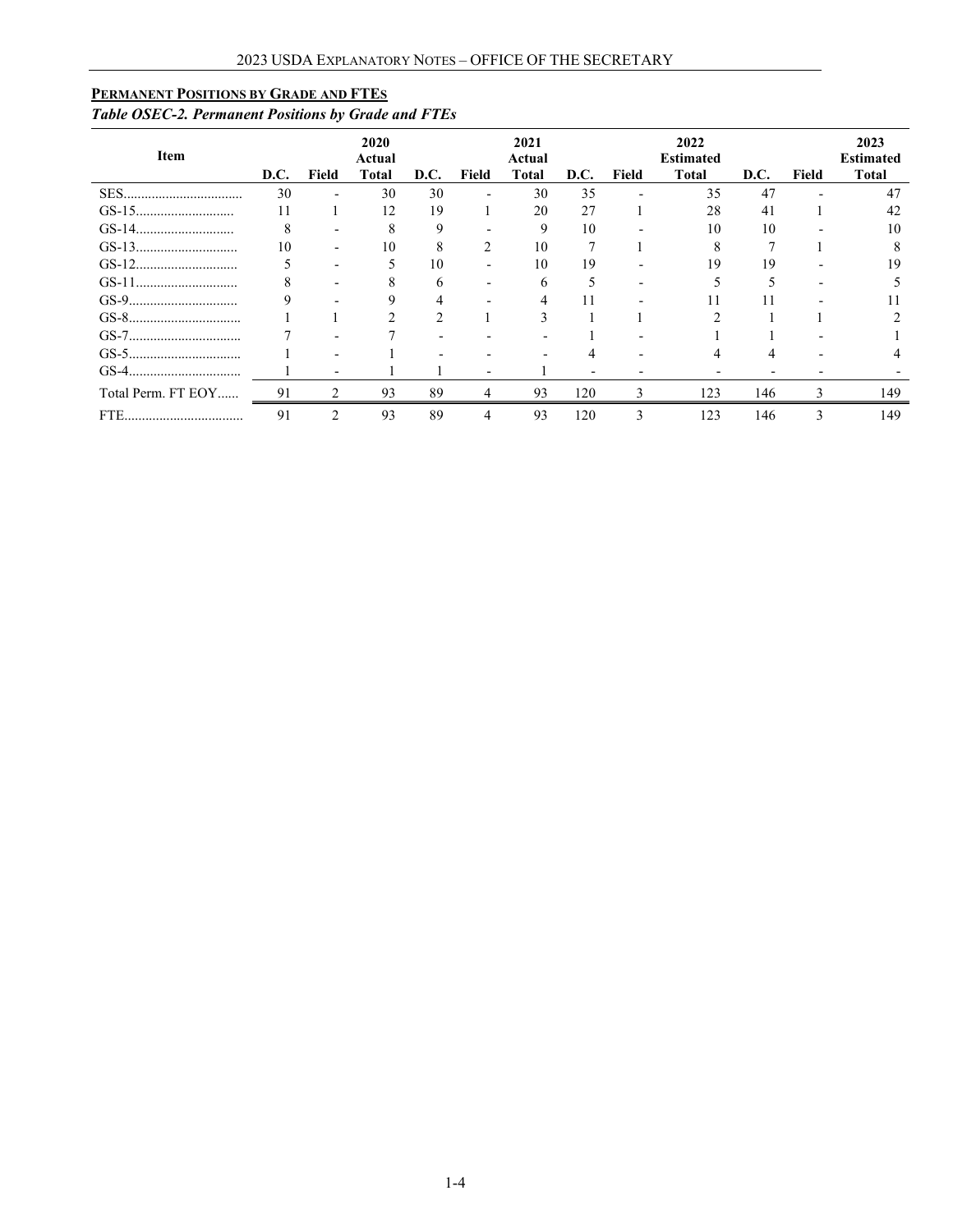## PERMANENT POSITIONS BY GRADE AND FTEs

*Table OSEC-2. Permanent Positions by Grade and FTEs*

| Item | D.C. | Field | 2020 Actual Total | D.C. | Field | 2021 Actual Total | D.C. | Field | 2022 Estimated Total | D.C. | Field | 2023 Estimated Total |
|---|---|---|---|---|---|---|---|---|---|---|---|---|
| SES | 30 | - | 30 | 30 | - | 30 | 35 | - | 35 | 47 | - | 47 |
| GS-15 | 11 | 1 | 12 | 19 | 1 | 20 | 27 | 1 | 28 | 41 | 1 | 42 |
| GS-14 | 8 | - | 8 | 9 | - | 9 | 10 | - | 10 | 10 | - | 10 |
| GS-13 | 10 | - | 10 | 8 | 2 | 10 | 7 | 1 | 8 | 7 | 1 | 8 |
| GS-12 | 5 | - | 5 | 10 | - | 10 | 19 | - | 19 | 19 | - | 19 |
| GS-11 | 8 | - | 8 | 6 | - | 6 | 5 | - | 5 | 5 | - | 5 |
| GS-9 | 9 | - | 9 | 4 | - | 4 | 11 | - | 11 | 11 | - | 11 |
| GS-8 | 1 | 1 | 2 | 2 | 1 | 3 | 1 | 1 | 2 | 1 | 1 | 2 |
| GS-7 | 7 | - | 7 | - | - | - | 1 | - | 1 | 1 | - | 1 |
| GS-5 | 1 | - | 1 | - | - | - | 4 | - | 4 | 4 | - | 4 |
| GS-4 | 1 | - | 1 | 1 | - | 1 | - | - | - | - | - | - |
| Total Perm. FT EOY | 91 | 2 | 93 | 89 | 4 | 93 | 120 | 3 | 123 | 146 | 3 | 149 |
| FTE | 91 | 2 | 93 | 89 | 4 | 93 | 120 | 3 | 123 | 146 | 3 | 149 |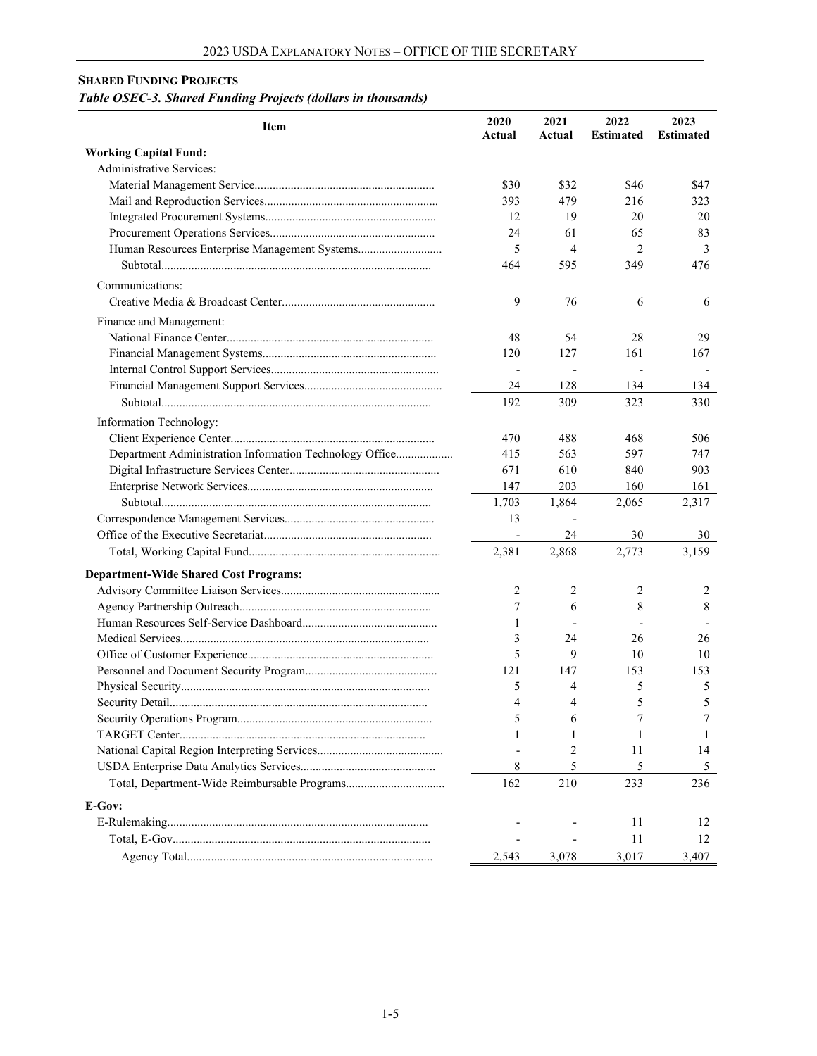**SHARED FUNDING PROJECTS**

***Table OSEC-3. Shared Funding Projects (dollars in thousands)***

| Item | 2020 Actual | 2021 Actual | 2022 Estimated | 2023 Estimated |
|---|---|---|---|---|
| **Working Capital Fund:** | | | | |
| Administrative Services: | | | | |
| Material Management Service | $30 | $32 | $46 | $47 |
| Mail and Reproduction Services | 393 | 479 | 216 | 323 |
| Integrated Procurement Systems | 12 | 19 | 20 | 20 |
| Procurement Operations Services | 24 | 61 | 65 | 83 |
| Human Resources Enterprise Management Systems | 5 | 4 | 2 | 3 |
| Subtotal | 464 | 595 | 349 | 476 |
| Communications: | | | | |
| Creative Media & Broadcast Center | 9 | 76 | 6 | 6 |
| Finance and Management: | | | | |
| National Finance Center | 48 | 54 | 28 | 29 |
| Financial Management Systems | 120 | 127 | 161 | 167 |
| Internal Control Support Services | - | - | - | - |
| Financial Management Support Services | 24 | 128 | 134 | 134 |
| Subtotal | 192 | 309 | 323 | 330 |
| Information Technology: | | | | |
| Client Experience Center | 470 | 488 | 468 | 506 |
| Department Administration Information Technology Office | 415 | 563 | 597 | 747 |
| Digital Infrastructure Services Center | 671 | 610 | 840 | 903 |
| Enterprise Network Services | 147 | 203 | 160 | 161 |
| Subtotal | 1,703 | 1,864 | 2,065 | 2,317 |
| Correspondence Management Services | 13 | - | | |
| Office of the Executive Secretariat | - | 24 | 30 | 30 |
| Total, Working Capital Fund | 2,381 | 2,868 | 2,773 | 3,159 |
| **Department-Wide Shared Cost Programs:** | | | | |
| Advisory Committee Liaison Services | 2 | 2 | 2 | 2 |
| Agency Partnership Outreach | 7 | 6 | 8 | 8 |
| Human Resources Self-Service Dashboard | 1 | - | - | - |
| Medical Services | 3 | 24 | 26 | 26 |
| Office of Customer Experience | 5 | 9 | 10 | 10 |
| Personnel and Document Security Program | 121 | 147 | 153 | 153 |
| Physical Security | 5 | 4 | 5 | 5 |
| Security Detail | 4 | 4 | 5 | 5 |
| Security Operations Program | 5 | 6 | 7 | 7 |
| TARGET Center | 1 | 1 | 1 | 1 |
| National Capital Region Interpreting Services | - | 2 | 11 | 14 |
| USDA Enterprise Data Analytics Services | 8 | 5 | 5 | 5 |
| Total, Department-Wide Reimbursable Programs | 162 | 210 | 233 | 236 |
| **E-Gov:** | | | | |
| E-Rulemaking | - | - | 11 | 12 |
| Total, E-Gov | - | - | 11 | 12 |
| Agency Total | 2,543 | 3,078 | 3,017 | 3,407 |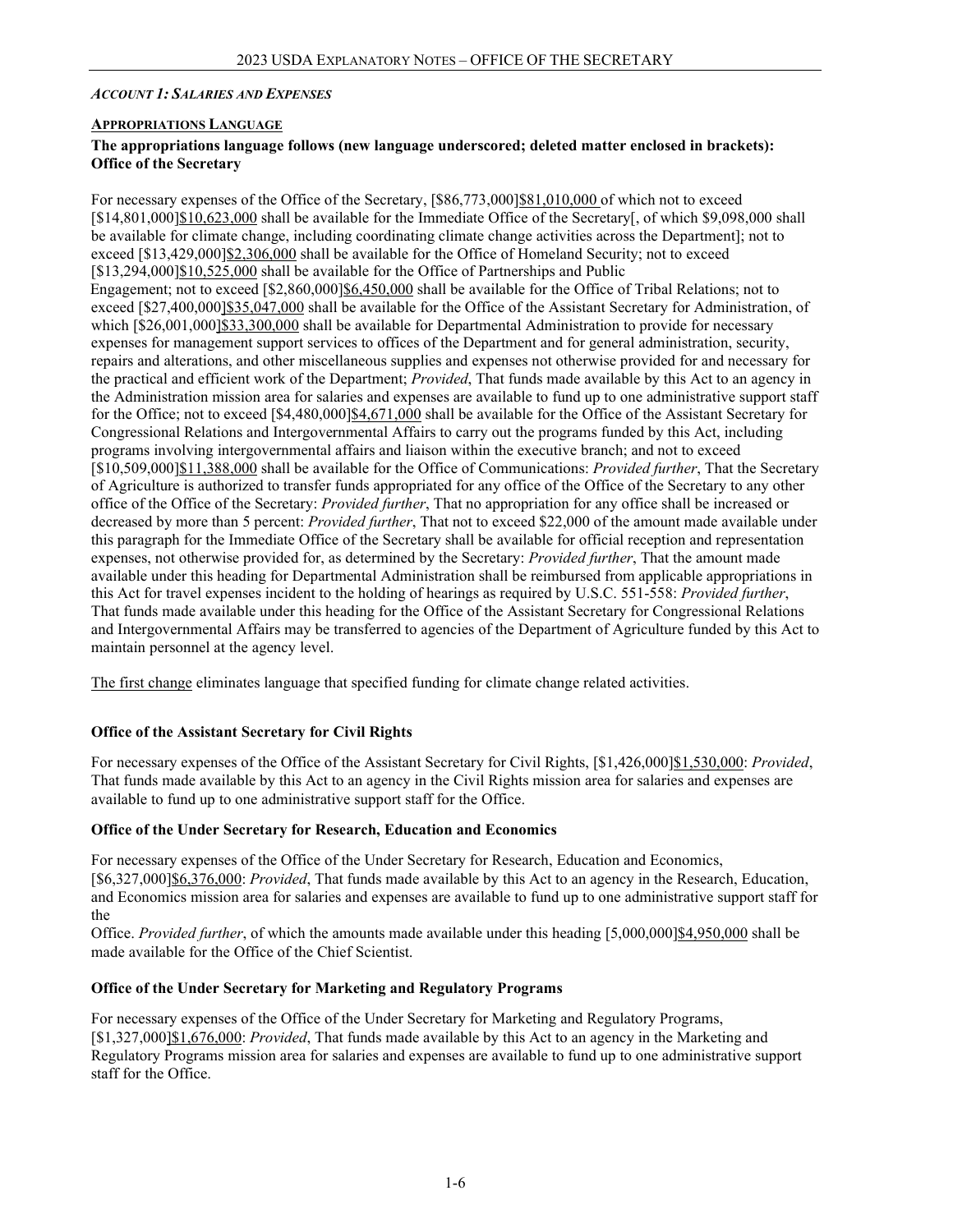*ACCOUNT 1: SALARIES AND EXPENSES*

**APPROPRIATIONS LANGUAGE**

**The appropriations language follows (new language underscored; deleted matter enclosed in brackets): Office of the Secretary**

For necessary expenses of the Office of the Secretary, [$86,773,000]$81,010,000 of which not to exceed [$14,801,000]$10,623,000 shall be available for the Immediate Office of the Secretary[, of which $9,098,000 shall be available for climate change, including coordinating climate change activities across the Department]; not to exceed [$13,429,000]$2,306,000 shall be available for the Office of Homeland Security; not to exceed [$13,294,000]$10,525,000 shall be available for the Office of Partnerships and Public Engagement; not to exceed [$2,860,000]$6,450,000 shall be available for the Office of Tribal Relations; not to exceed [$27,400,000]$35,047,000 shall be available for the Office of the Assistant Secretary for Administration, of which [$26,001,000]$33,300,000 shall be available for Departmental Administration to provide for necessary expenses for management support services to offices of the Department and for general administration, security, repairs and alterations, and other miscellaneous supplies and expenses not otherwise provided for and necessary for the practical and efficient work of the Department; *Provided*, That funds made available by this Act to an agency in the Administration mission area for salaries and expenses are available to fund up to one administrative support staff for the Office; not to exceed [$4,480,000]$4,671,000 shall be available for the Office of the Assistant Secretary for Congressional Relations and Intergovernmental Affairs to carry out the programs funded by this Act, including programs involving intergovernmental affairs and liaison within the executive branch; and not to exceed [$10,509,000]$11,388,000 shall be available for the Office of Communications: *Provided further*, That the Secretary of Agriculture is authorized to transfer funds appropriated for any office of the Office of the Secretary to any other office of the Office of the Secretary: *Provided further*, That no appropriation for any office shall be increased or decreased by more than 5 percent: *Provided further*, That not to exceed $22,000 of the amount made available under this paragraph for the Immediate Office of the Secretary shall be available for official reception and representation expenses, not otherwise provided for, as determined by the Secretary: *Provided further*, That the amount made available under this heading for Departmental Administration shall be reimbursed from applicable appropriations in this Act for travel expenses incident to the holding of hearings as required by U.S.C. 551-558: *Provided further*, That funds made available under this heading for the Office of the Assistant Secretary for Congressional Relations and Intergovernmental Affairs may be transferred to agencies of the Department of Agriculture funded by this Act to maintain personnel at the agency level.

The first change eliminates language that specified funding for climate change related activities.

**Office of the Assistant Secretary for Civil Rights**

For necessary expenses of the Office of the Assistant Secretary for Civil Rights, [$1,426,000]$1,530,000: *Provided*, That funds made available by this Act to an agency in the Civil Rights mission area for salaries and expenses are available to fund up to one administrative support staff for the Office.

**Office of the Under Secretary for Research, Education and Economics**

For necessary expenses of the Office of the Under Secretary for Research, Education and Economics, [$6,327,000]$6,376,000: *Provided*, That funds made available by this Act to an agency in the Research, Education, and Economics mission area for salaries and expenses are available to fund up to one administrative support staff for the Office. *Provided further*, of which the amounts made available under this heading [5,000,000]$4,950,000 shall be made available for the Office of the Chief Scientist.

**Office of the Under Secretary for Marketing and Regulatory Programs**

For necessary expenses of the Office of the Under Secretary for Marketing and Regulatory Programs, [$1,327,000]$1,676,000: *Provided*, That funds made available by this Act to an agency in the Marketing and Regulatory Programs mission area for salaries and expenses are available to fund up to one administrative support staff for the Office.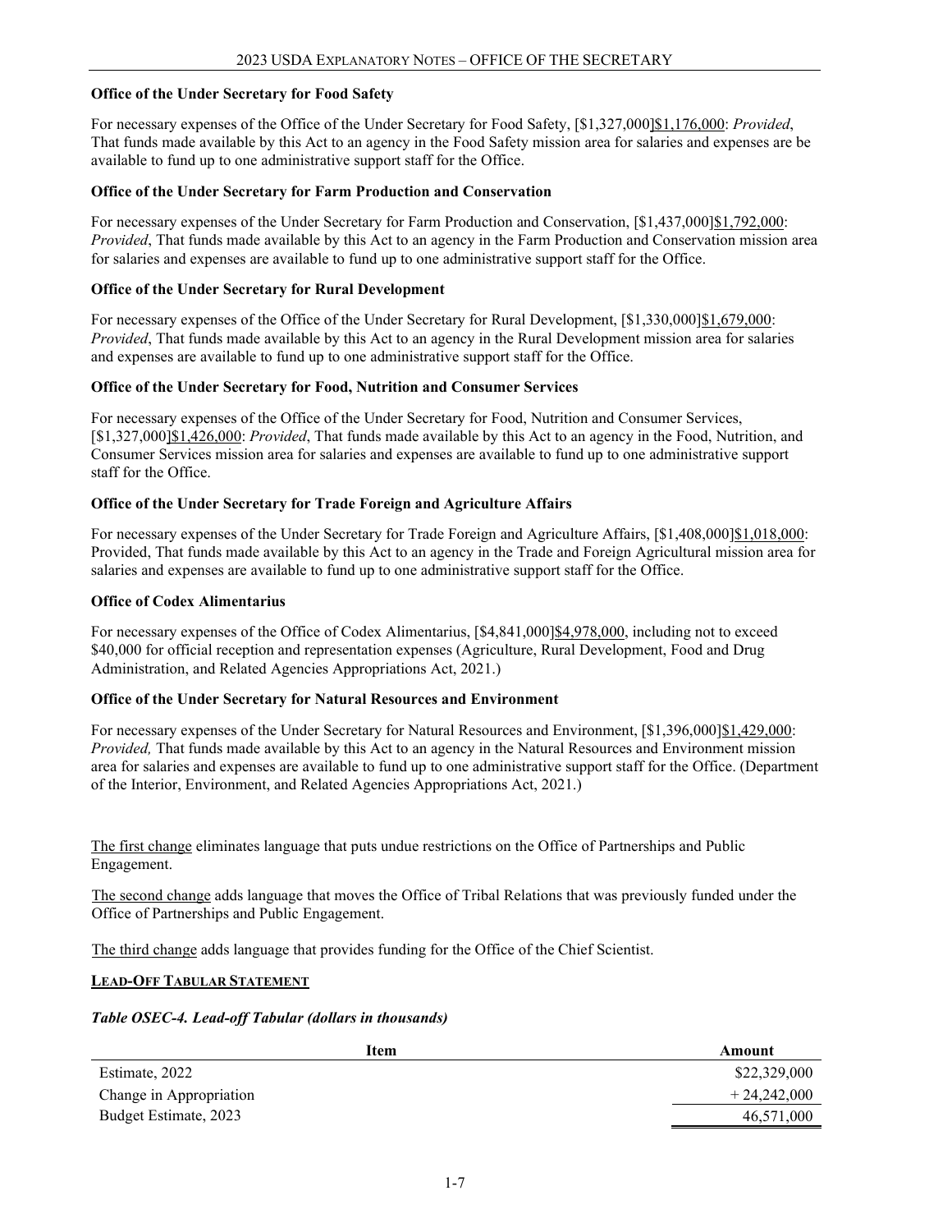**Office of the Under Secretary for Food Safety**

For necessary expenses of the Office of the Under Secretary for Food Safety, [$1,327,000]$1,176,000: *Provided*, That funds made available by this Act to an agency in the Food Safety mission area for salaries and expenses are be available to fund up to one administrative support staff for the Office.

**Office of the Under Secretary for Farm Production and Conservation**

For necessary expenses of the Under Secretary for Farm Production and Conservation, [$1,437,000]$1,792,000: *Provided*, That funds made available by this Act to an agency in the Farm Production and Conservation mission area for salaries and expenses are available to fund up to one administrative support staff for the Office.

**Office of the Under Secretary for Rural Development**

For necessary expenses of the Office of the Under Secretary for Rural Development, [$1,330,000]$1,679,000: *Provided*, That funds made available by this Act to an agency in the Rural Development mission area for salaries and expenses are available to fund up to one administrative support staff for the Office.

**Office of the Under Secretary for Food, Nutrition and Consumer Services**

For necessary expenses of the Office of the Under Secretary for Food, Nutrition and Consumer Services, [$1,327,000]$1,426,000: *Provided*, That funds made available by this Act to an agency in the Food, Nutrition, and Consumer Services mission area for salaries and expenses are available to fund up to one administrative support staff for the Office.

**Office of the Under Secretary for Trade Foreign and Agriculture Affairs**

For necessary expenses of the Under Secretary for Trade Foreign and Agriculture Affairs, [$1,408,000]$1,018,000: Provided, That funds made available by this Act to an agency in the Trade and Foreign Agricultural mission area for salaries and expenses are available to fund up to one administrative support staff for the Office.

**Office of Codex Alimentarius**

For necessary expenses of the Office of Codex Alimentarius, [$4,841,000]$4,978,000, including not to exceed $40,000 for official reception and representation expenses (Agriculture, Rural Development, Food and Drug Administration, and Related Agencies Appropriations Act, 2021.)

**Office of the Under Secretary for Natural Resources and Environment**

For necessary expenses of the Under Secretary for Natural Resources and Environment, [$1,396,000]$1,429,000: *Provided,* That funds made available by this Act to an agency in the Natural Resources and Environment mission area for salaries and expenses are available to fund up to one administrative support staff for the Office. (Department of the Interior, Environment, and Related Agencies Appropriations Act, 2021.)

The first change eliminates language that puts undue restrictions on the Office of Partnerships and Public Engagement.

The second change adds language that moves the Office of Tribal Relations that was previously funded under the Office of Partnerships and Public Engagement.

The third change adds language that provides funding for the Office of the Chief Scientist.

## LEAD-OFF TABULAR STATEMENT

***Table OSEC-4. Lead-off Tabular (dollars in thousands)***

| Item | Amount |
|---|---|
| Estimate, 2022 | $22,329,000 |
| Change in Appropriation | + 24,242,000 |
| Budget Estimate, 2023 | 46,571,000 |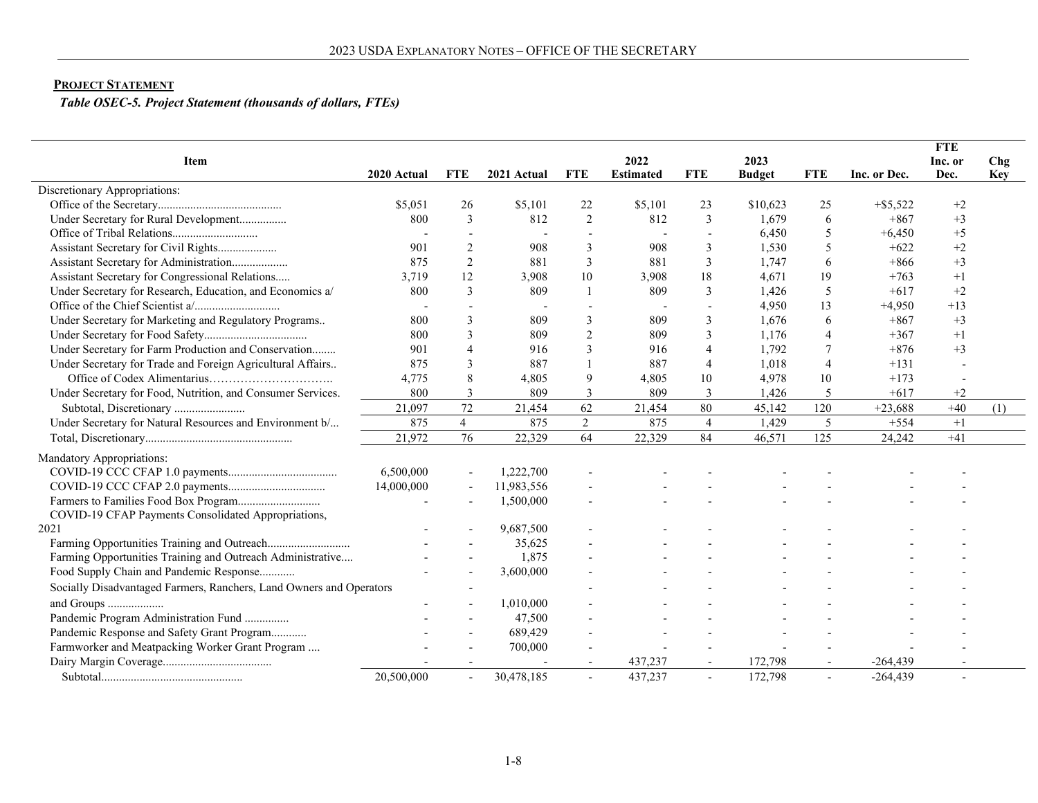**PROJECT STATEMENT**

*Table OSEC-5. Project Statement (thousands of dollars, FTEs)*

| Item | 2020 Actual | FTE | 2021 Actual | FTE | 2022 Estimated | FTE | 2023 Budget | FTE | Inc. or Dec. | FTE Inc. or Dec. | Chg Key |
|---|---|---|---|---|---|---|---|---|---|---|---|
| Discretionary Appropriations: | | | | | | | | | | | |
| Office of the Secretary | $5,051 | 26 | $5,101 | 22 | $5,101 | 23 | $10,623 | 25 | +$5,522 | +2 | |
| Under Secretary for Rural Development | 800 | 3 | 812 | 2 | 812 | 3 | 1,679 | 6 | +867 | +3 | |
| Office of Tribal Relations | - | - | - | - | - | - | 6,450 | 5 | +6,450 | +5 | |
| Assistant Secretary for Civil Rights | 901 | 2 | 908 | 3 | 908 | 3 | 1,530 | 5 | +622 | +2 | |
| Assistant Secretary for Administration | 875 | 2 | 881 | 3 | 881 | 3 | 1,747 | 6 | +866 | +3 | |
| Assistant Secretary for Congressional Relations | 3,719 | 12 | 3,908 | 10 | 3,908 | 18 | 4,671 | 19 | +763 | +1 | |
| Under Secretary for Research, Education, and Economics a/ | 800 | 3 | 809 | 1 | 809 | 3 | 1,426 | 5 | +617 | +2 | |
| Office of the Chief Scientist a/ | - | - | - | - | - | - | 4,950 | 13 | +4,950 | +13 | |
| Under Secretary for Marketing and Regulatory Programs | 800 | 3 | 809 | 3 | 809 | 3 | 1,676 | 6 | +867 | +3 | |
| Under Secretary for Food Safety | 800 | 3 | 809 | 2 | 809 | 3 | 1,176 | 4 | +367 | +1 | |
| Under Secretary for Farm Production and Conservation | 901 | 4 | 916 | 3 | 916 | 4 | 1,792 | 7 | +876 | +3 | |
| Under Secretary for Trade and Foreign Agricultural Affairs | 875 | 3 | 887 | 1 | 887 | 4 | 1,018 | 4 | +131 | - | |
| Office of Codex Alimentarius | 4,775 | 8 | 4,805 | 9 | 4,805 | 10 | 4,978 | 10 | +173 | - | |
| Under Secretary for Food, Nutrition, and Consumer Services | 800 | 3 | 809 | 3 | 809 | 3 | 1,426 | 5 | +617 | +2 | |
| Subtotal, Discretionary | 21,097 | 72 | 21,454 | 62 | 21,454 | 80 | 45,142 | 120 | +23,688 | +40 | (1) |
| Under Secretary for Natural Resources and Environment b/ | 875 | 4 | 875 | 2 | 875 | 4 | 1,429 | 5 | +554 | +1 | |
| Total, Discretionary | 21,972 | 76 | 22,329 | 64 | 22,329 | 84 | 46,571 | 125 | 24,242 | +41 | |
| Mandatory Appropriations: | | | | | | | | | | | |
| COVID-19 CCC CFAP 1.0 payments | 6,500,000 | - | 1,222,700 | - | - | - | - | - | - | - | |
| COVID-19 CCC CFAP 2.0 payments | 14,000,000 | - | 11,983,556 | - | - | - | - | - | - | - | |
| Farmers to Families Food Box Program | - | - | 1,500,000 | - | - | - | - | - | - | - | |
| COVID-19 CFAP Payments Consolidated Appropriations, 2021 | - | - | 9,687,500 | - | - | - | - | - | - | - | |
| Farming Opportunities Training and Outreach | - | - | 35,625 | - | - | - | - | - | - | - | |
| Farming Opportunities Training and Outreach Administrative | - | - | 1,875 | - | - | - | - | - | - | - | |
| Food Supply Chain and Pandemic Response | - | - | 3,600,000 | - | - | - | - | - | - | - | |
| Socially Disadvantaged Farmers, Ranchers, Land Owners and Operators and Groups | - | - | 1,010,000 | - | - | - | - | - | - | - | |
| Pandemic Program Administration Fund | - | - | 47,500 | - | - | - | - | - | - | - | |
| Pandemic Response and Safety Grant Program | - | - | 689,429 | - | - | - | - | - | - | - | |
| Farmworker and Meatpacking Worker Grant Program | - | - | 700,000 | - | - | - | - | - | - | - | |
| Dairy Margin Coverage | - | - | - | - | 437,237 | - | 172,798 | - | -264,439 | - | |
| Subtotal | 20,500,000 | - | 30,478,185 | - | 437,237 | - | 172,798 | - | -264,439 | - | |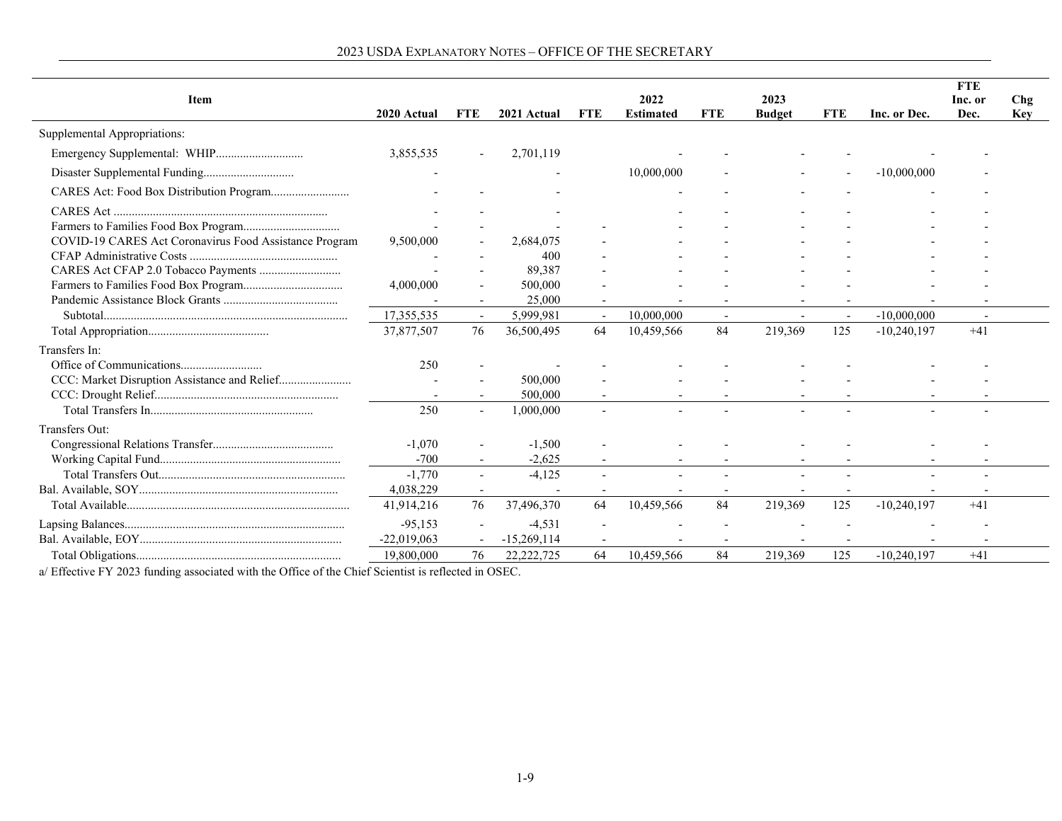| Item | 2020 Actual | FTE | 2021 Actual | FTE | 2022 Estimated | FTE | 2023 Budget | FTE | Inc. or Dec. | FTE Inc. or Dec. | Chg Key |
|---|---|---|---|---|---|---|---|---|---|---|---|
| Supplemental Appropriations: | | | | | | | | | | | |
| Emergency Supplemental: WHIP | 3,855,535 | - | 2,701,119 | | - | - | - | - | - | - | |
| Disaster Supplemental Funding | - | | - | | 10,000,000 | - | - | - | -10,000,000 | - | |
| CARES Act: Food Box Distribution Program | - | - | - | | - | - | - | - | - | - | |
| CARES Act | - | - | - | | - | - | - | - | - | - | |
| Farmers to Families Food Box Program | - | - | - | - | - | - | - | - | - | - | |
| COVID-19 CARES Act Coronavirus Food Assistance Program | 9,500,000 | - | 2,684,075 | - | - | - | - | - | - | - | |
| CFAP Administrative Costs | - | - | 400 | - | - | - | - | - | - | - | |
| CARES Act CFAP 2.0 Tobacco Payments | - | - | 89,387 | - | - | - | - | - | - | - | |
| Farmers to Families Food Box Program | 4,000,000 | - | 500,000 | - | - | - | - | - | - | - | |
| Pandemic Assistance Block Grants | - | - | 25,000 | - | - | - | - | - | - | - | |
| Subtotal | 17,355,535 | - | 5,999,981 | - | 10,000,000 | - | - | - | -10,000,000 | - | |
| Total Appropriation | 37,877,507 | 76 | 36,500,495 | 64 | 10,459,566 | 84 | 219,369 | 125 | -10,240,197 | +41 | |
| Transfers In: | | | | | | | | | | | |
| Office of Communications | 250 | - | - | - | - | - | - | - | - | - | |
| CCC: Market Disruption Assistance and Relief | - | - | 500,000 | - | - | - | - | - | - | - | |
| CCC: Drought Relief | - | - | 500,000 | - | - | - | - | - | - | - | |
| Total Transfers In | 250 | - | 1,000,000 | - | - | - | - | - | - | - | |
| Transfers Out: | | | | | | | | | | | |
| Congressional Relations Transfer | -1,070 | - | -1,500 | - | - | - | - | - | - | - | |
| Working Capital Fund | -700 | - | -2,625 | - | - | - | - | - | - | - | |
| Total Transfers Out | -1,770 | - | -4,125 | - | - | - | - | - | - | - | |
| Bal. Available, SOY | 4,038,229 | - | - | - | - | - | - | - | - | - | |
| Total Available | 41,914,216 | 76 | 37,496,370 | 64 | 10,459,566 | 84 | 219,369 | 125 | -10,240,197 | +41 | |
| Lapsing Balances | -95,153 | - | -4,531 | - | - | - | - | - | - | - | |
| Bal. Available, EOY | -22,019,063 | - | -15,269,114 | - | - | - | - | - | - | - | |
| Total Obligations | 19,800,000 | 76 | 22,222,725 | 64 | 10,459,566 | 84 | 219,369 | 125 | -10,240,197 | +41 | |

a/ Effective FY 2023 funding associated with the Office of the Chief Scientist is reflected in OSEC.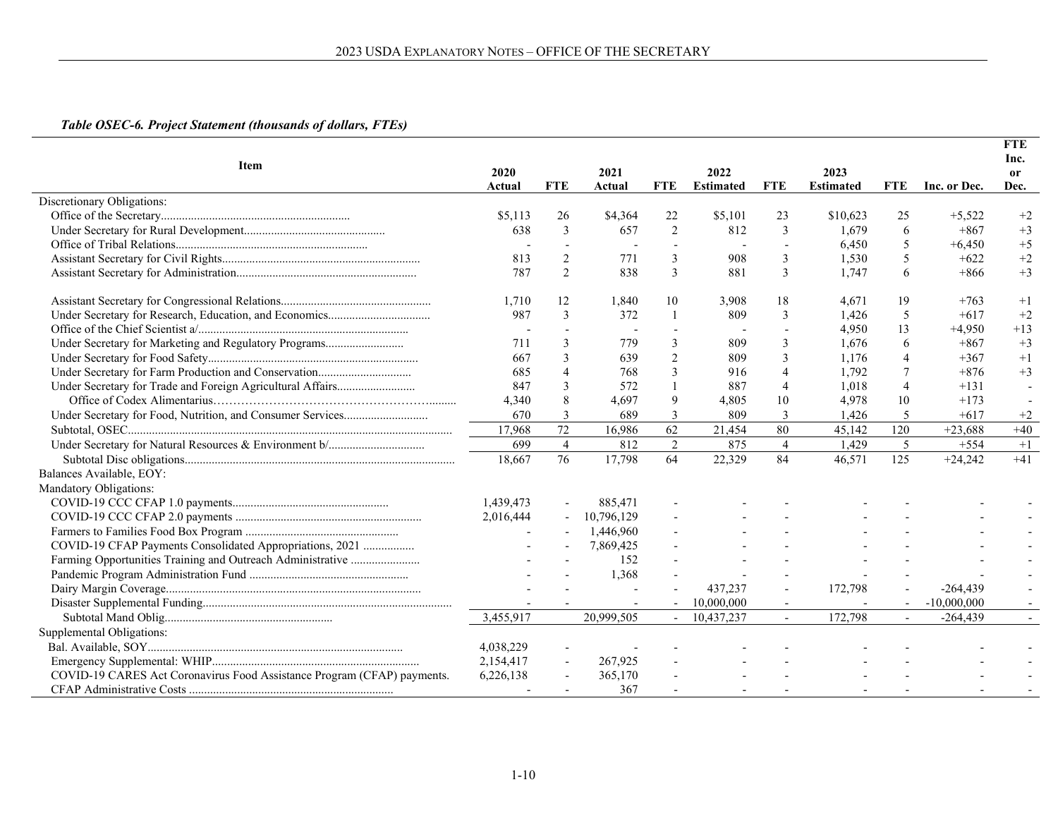***Table OSEC-6. Project Statement (thousands of dollars, FTEs)***

| Item | 2020 Actual | FTE | 2021 Actual | FTE | 2022 Estimated | FTE | 2023 Estimated | FTE | Inc. or Dec. | FTE Inc. or Dec. |
|---|---|---|---|---|---|---|---|---|---|---|
| Discretionary Obligations: | | | | | | | | | | |
| Office of the Secretary | $5,113 | 26 | $4,364 | 22 | $5,101 | 23 | $10,623 | 25 | +5,522 | +2 |
| Under Secretary for Rural Development | 638 | 3 | 657 | 2 | 812 | 3 | 1,679 | 6 | +867 | +3 |
| Office of Tribal Relations | - | - | - | - | - | - | 6,450 | 5 | +6,450 | +5 |
| Assistant Secretary for Civil Rights | 813 | 2 | 771 | 3 | 908 | 3 | 1,530 | 5 | +622 | +2 |
| Assistant Secretary for Administration | 787 | 2 | 838 | 3 | 881 | 3 | 1,747 | 6 | +866 | +3 |
| Assistant Secretary for Congressional Relations | 1,710 | 12 | 1,840 | 10 | 3,908 | 18 | 4,671 | 19 | +763 | +1 |
| Under Secretary for Research, Education, and Economics | 987 | 3 | 372 | 1 | 809 | 3 | 1,426 | 5 | +617 | +2 |
| Office of the Chief Scientist a/ | - | - | - | - | - | - | 4,950 | 13 | +4,950 | +13 |
| Under Secretary for Marketing and Regulatory Programs | 711 | 3 | 779 | 3 | 809 | 3 | 1,676 | 6 | +867 | +3 |
| Under Secretary for Food Safety | 667 | 3 | 639 | 2 | 809 | 3 | 1,176 | 4 | +367 | +1 |
| Under Secretary for Farm Production and Conservation | 685 | 4 | 768 | 3 | 916 | 4 | 1,792 | 7 | +876 | +3 |
| Under Secretary for Trade and Foreign Agricultural Affairs | 847 | 3 | 572 | 1 | 887 | 4 | 1,018 | 4 | +131 | - |
| Office of Codex Alimentarius | 4,340 | 8 | 4,697 | 9 | 4,805 | 10 | 4,978 | 10 | +173 | - |
| Under Secretary for Food, Nutrition, and Consumer Services | 670 | 3 | 689 | 3 | 809 | 3 | 1,426 | 5 | +617 | +2 |
| Subtotal, OSEC | 17,968 | 72 | 16,986 | 62 | 21,454 | 80 | 45,142 | 120 | +23,688 | +40 |
| Under Secretary for Natural Resources & Environment b/ | 699 | 4 | 812 | 2 | 875 | 4 | 1,429 | 5 | +554 | +1 |
| Subtotal Disc obligations | 18,667 | 76 | 17,798 | 64 | 22,329 | 84 | 46,571 | 125 | +24,242 | +41 |
| Balances Available, EOY: | | | | | | | | | | |
| Mandatory Obligations: | | | | | | | | | | |
| COVID-19 CCC CFAP 1.0 payments | 1,439,473 | - | 885,471 | - | - | - | - | - | - | - |
| COVID-19 CCC CFAP 2.0 payments | 2,016,444 | - | 10,796,129 | - | - | - | - | - | - | - |
| Farmers to Families Food Box Program | - | - | 1,446,960 | - | - | - | - | - | - | - |
| COVID-19 CFAP Payments Consolidated Appropriations, 2021 | - | - | 7,869,425 | - | - | - | - | - | - | - |
| Farming Opportunities Training and Outreach Administrative | - | - | 152 | - | - | - | - | - | - | - |
| Pandemic Program Administration Fund | - | - | 1,368 | - | - | - | - | - | - | - |
| Dairy Margin Coverage | - | - | - | - | 437,237 | - | 172,798 | - | -264,439 | - |
| Disaster Supplemental Funding | - | - | - | - | 10,000,000 | - | - | - | -10,000,000 | - |
| Subtotal Mand Oblig | 3,455,917 | | 20,999,505 | - | 10,437,237 | - | 172,798 | - | -264,439 | - |
| Supplemental Obligations: | | | | | | | | | | |
| Bal. Available, SOY | 4,038,229 | - | - | - | - | - | - | - | - | - |
| Emergency Supplemental: WHIP | 2,154,417 | - | 267,925 | - | - | - | - | - | - | - |
| COVID-19 CARES Act Coronavirus Food Assistance Program (CFAP) payments. | 6,226,138 | - | 365,170 | - | - | - | - | - | - | - |
| CFAP Administrative Costs | - | - | 367 | - | - | - | - | - | - | - |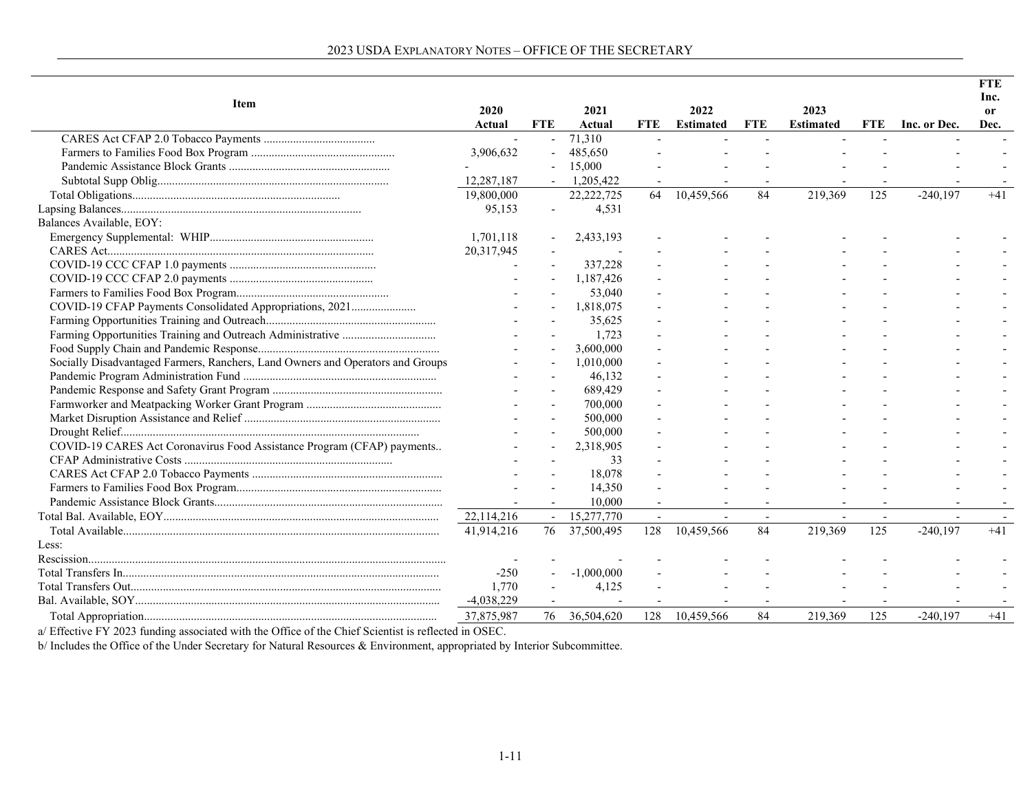| Item | 2020 Actual | FTE | 2021 Actual | FTE | 2022 Estimated | FTE | 2023 Estimated | FTE | Inc. or Dec. | FTE Inc. or Dec. |
|---|---|---|---|---|---|---|---|---|---|---|
| CARES Act CFAP 2.0 Tobacco Payments | - | - | 71,310 | - | - | - | - | - | - | - |
| Farmers to Families Food Box Program | 3,906,632 | - | 485,650 | - | - | - | - | - | - | - |
| Pandemic Assistance Block Grants | - | - | 15,000 | - | - | - | - | - | - | - |
| Subtotal Supp Oblig | 12,287,187 | - | 1,205,422 | - | - | - | - | - | - | - |
| Total Obligations | 19,800,000 | | 22,222,725 | 64 | 10,459,566 | 84 | 219,369 | 125 | -240,197 | +41 |
| Lapsing Balances | 95,153 | - | 4,531 | | | | | | | |
| Balances Available, EOY: | | | | | | | | | | |
| Emergency Supplemental: WHIP | 1,701,118 | - | 2,433,193 | - | - | - | - | - | - | - |
| CARES Act | 20,317,945 | - | - | - | - | - | - | - | - | - |
| COVID-19 CCC CFAP 1.0 payments | - | - | 337,228 | - | - | - | - | - | - | - |
| COVID-19 CCC CFAP 2.0 payments | - | - | 1,187,426 | - | - | - | - | - | - | - |
| Farmers to Families Food Box Program | - | - | 53,040 | - | - | - | - | - | - | - |
| COVID-19 CFAP Payments Consolidated Appropriations, 2021 | - | - | 1,818,075 | - | - | - | - | - | - | - |
| Farming Opportunities Training and Outreach | - | - | 35,625 | - | - | - | - | - | - | - |
| Farming Opportunities Training and Outreach Administrative | - | - | 1,723 | - | - | - | - | - | - | - |
| Food Supply Chain and Pandemic Response | - | - | 3,600,000 | - | - | - | - | - | - | - |
| Socially Disadvantaged Farmers, Ranchers, Land Owners and Operators and Groups | - | - | 1,010,000 | - | - | - | - | - | - | - |
| Pandemic Program Administration Fund | - | - | 46,132 | - | - | - | - | - | - | - |
| Pandemic Response and Safety Grant Program | - | - | 689,429 | - | - | - | - | - | - | - |
| Farmworker and Meatpacking Worker Grant Program | - | - | 700,000 | - | - | - | - | - | - | - |
| Market Disruption Assistance and Relief | - | - | 500,000 | - | - | - | - | - | - | - |
| Drought Relief | - | - | 500,000 | - | - | - | - | - | - | - |
| COVID-19 CARES Act Coronavirus Food Assistance Program (CFAP) payments | - | - | 2,318,905 | - | - | - | - | - | - | - |
| CFAP Administrative Costs | - | - | 33 | - | - | - | - | - | - | - |
| CARES Act CFAP 2.0 Tobacco Payments | - | - | 18,078 | - | - | - | - | - | - | - |
| Farmers to Families Food Box Program | - | - | 14,350 | - | - | - | - | - | - | - |
| Pandemic Assistance Block Grants | - | - | 10,000 | - | - | - | - | - | - | - |
| Total Bal. Available, EOY | 22,114,216 | - | 15,277,770 | - | - | - | - | - | - | - |
| Total Available | 41,914,216 | 76 | 37,500,495 | 128 | 10,459,566 | 84 | 219,369 | 125 | -240,197 | +41 |
| Less: | | | | | | | | | | |
| Rescission | - | - | - | - | - | - | - | - | - | - |
| Total Transfers In | -250 | - | -1,000,000 | - | - | - | - | - | - | - |
| Total Transfers Out | 1,770 | - | 4,125 | - | - | - | - | - | - | - |
| Bal. Available, SOY | -4,038,229 | - | - | - | - | - | - | - | - | - |
| Total Appropriation | 37,875,987 | 76 | 36,504,620 | 128 | 10,459,566 | 84 | 219,369 | 125 | -240,197 | +41 |

a/ Effective FY 2023 funding associated with the Office of the Chief Scientist is reflected in OSEC.

b/ Includes the Office of the Under Secretary for Natural Resources & Environment, appropriated by Interior Subcommittee.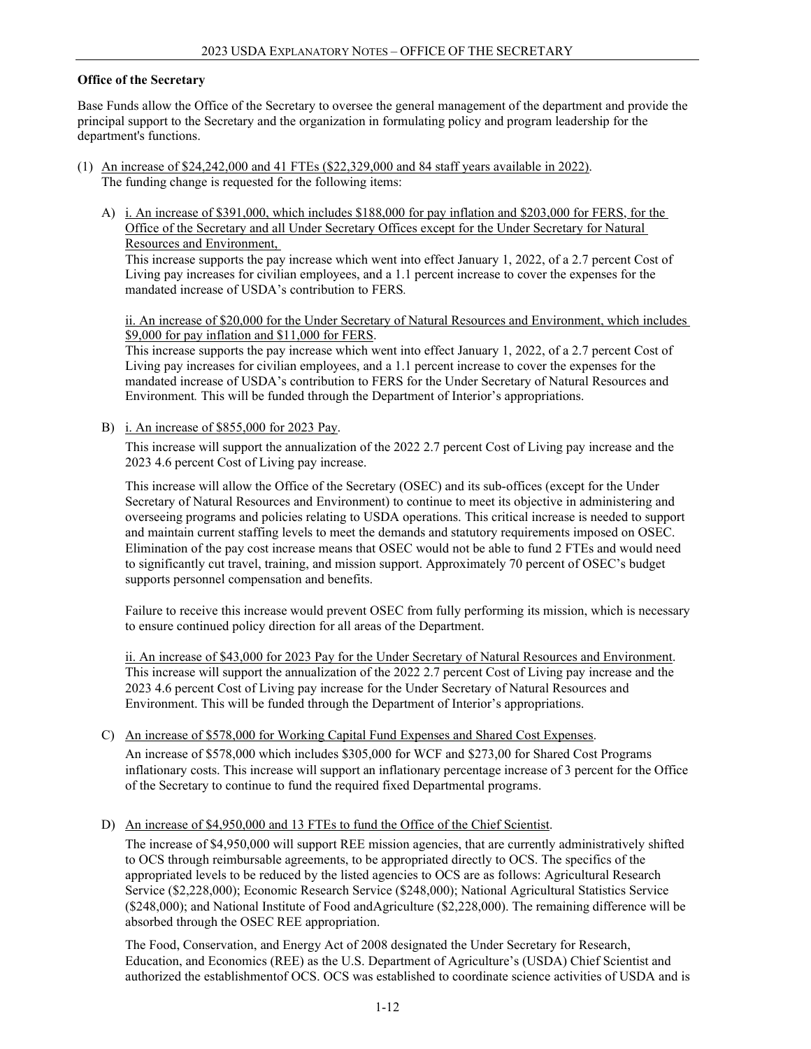**Office of the Secretary**

Base Funds allow the Office of the Secretary to oversee the general management of the department and provide the principal support to the Secretary and the organization in formulating policy and program leadership for the department's functions.

(1) An increase of $24,242,000 and 41 FTEs ($22,329,000 and 84 staff years available in 2022).
The funding change is requested for the following items:

A) i. An increase of $391,000, which includes $188,000 for pay inflation and $203,000 for FERS, for the Office of the Secretary and all Under Secretary Offices except for the Under Secretary for Natural Resources and Environment,
This increase supports the pay increase which went into effect January 1, 2022, of a 2.7 percent Cost of Living pay increases for civilian employees, and a 1.1 percent increase to cover the expenses for the mandated increase of USDA's contribution to FERS.

ii. An increase of $20,000 for the Under Secretary of Natural Resources and Environment, which includes $9,000 for pay inflation and $11,000 for FERS.
This increase supports the pay increase which went into effect January 1, 2022, of a 2.7 percent Cost of Living pay increases for civilian employees, and a 1.1 percent increase to cover the expenses for the mandated increase of USDA's contribution to FERS for the Under Secretary of Natural Resources and Environment. This will be funded through the Department of Interior's appropriations.

B) i. An increase of $855,000 for 2023 Pay.

This increase will support the annualization of the 2022 2.7 percent Cost of Living pay increase and the 2023 4.6 percent Cost of Living pay increase.

This increase will allow the Office of the Secretary (OSEC) and its sub-offices (except for the Under Secretary of Natural Resources and Environment) to continue to meet its objective in administering and overseeing programs and policies relating to USDA operations. This critical increase is needed to support and maintain current staffing levels to meet the demands and statutory requirements imposed on OSEC. Elimination of the pay cost increase means that OSEC would not be able to fund 2 FTEs and would need to significantly cut travel, training, and mission support. Approximately 70 percent of OSEC's budget supports personnel compensation and benefits.

Failure to receive this increase would prevent OSEC from fully performing its mission, which is necessary to ensure continued policy direction for all areas of the Department.

ii. An increase of $43,000 for 2023 Pay for the Under Secretary of Natural Resources and Environment.
This increase will support the annualization of the 2022 2.7 percent Cost of Living pay increase and the 2023 4.6 percent Cost of Living pay increase for the Under Secretary of Natural Resources and Environment. This will be funded through the Department of Interior's appropriations.

C) An increase of $578,000 for Working Capital Fund Expenses and Shared Cost Expenses.

An increase of $578,000 which includes $305,000 for WCF and $273,00 for Shared Cost Programs inflationary costs. This increase will support an inflationary percentage increase of 3 percent for the Office of the Secretary to continue to fund the required fixed Departmental programs.

D) An increase of $4,950,000 and 13 FTEs to fund the Office of the Chief Scientist.

The increase of $4,950,000 will support REE mission agencies, that are currently administratively shifted to OCS through reimbursable agreements, to be appropriated directly to OCS. The specifics of the appropriated levels to be reduced by the listed agencies to OCS are as follows: Agricultural Research Service ($2,228,000); Economic Research Service ($248,000); National Agricultural Statistics Service ($248,000); and National Institute of Food andAgriculture ($2,228,000). The remaining difference will be absorbed through the OSEC REE appropriation.

The Food, Conservation, and Energy Act of 2008 designated the Under Secretary for Research, Education, and Economics (REE) as the U.S. Department of Agriculture's (USDA) Chief Scientist and authorized the establishmentof OCS. OCS was established to coordinate science activities of USDA and is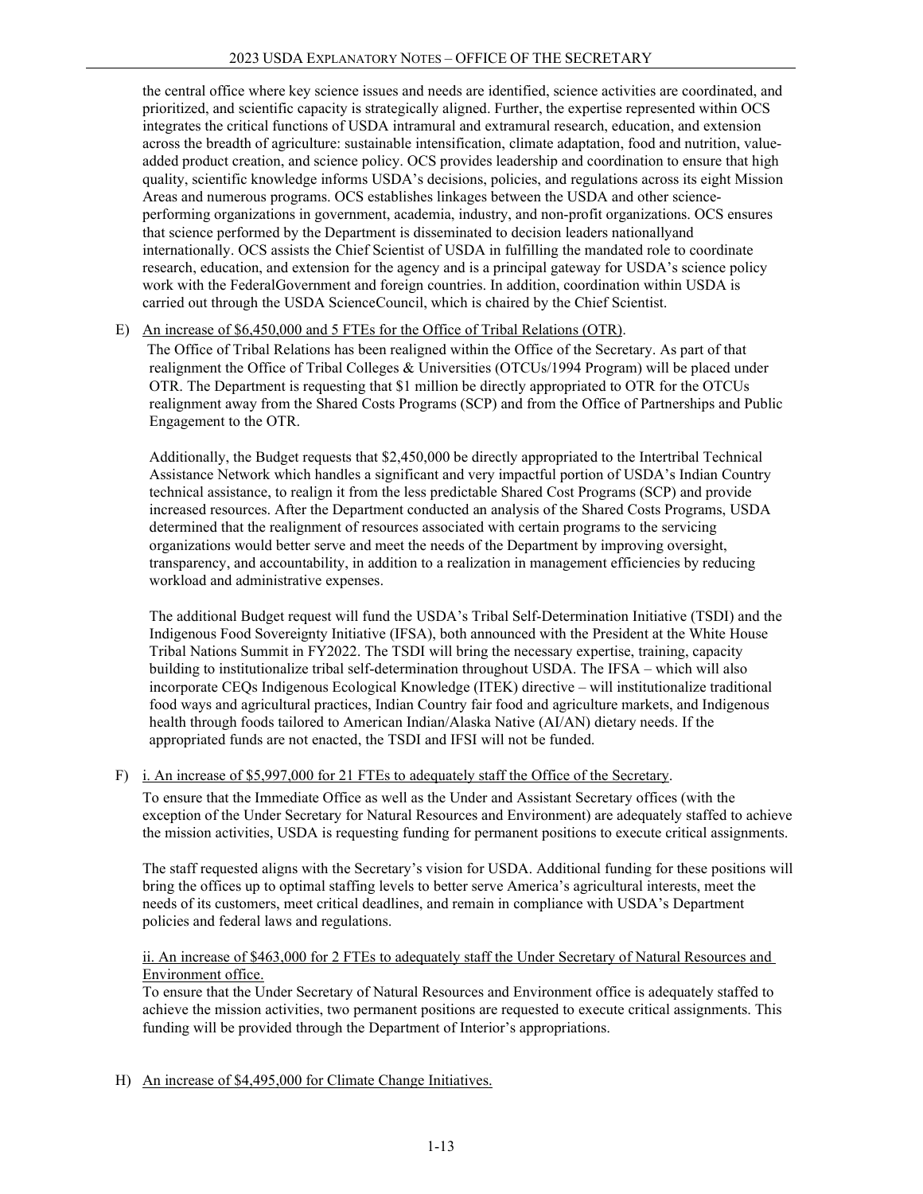the central office where key science issues and needs are identified, science activities are coordinated, and prioritized, and scientific capacity is strategically aligned. Further, the expertise represented within OCS integrates the critical functions of USDA intramural and extramural research, education, and extension across the breadth of agriculture: sustainable intensification, climate adaptation, food and nutrition, value-added product creation, and science policy. OCS provides leadership and coordination to ensure that high quality, scientific knowledge informs USDA's decisions, policies, and regulations across its eight Mission Areas and numerous programs. OCS establishes linkages between the USDA and other science-performing organizations in government, academia, industry, and non-profit organizations. OCS ensures that science performed by the Department is disseminated to decision leaders nationallyand internationally. OCS assists the Chief Scientist of USDA in fulfilling the mandated role to coordinate research, education, and extension for the agency and is a principal gateway for USDA's science policy work with the FederalGovernment and foreign countries. In addition, coordination within USDA is carried out through the USDA ScienceCouncil, which is chaired by the Chief Scientist.

E) An increase of $6,450,000 and 5 FTEs for the Office of Tribal Relations (OTR).

The Office of Tribal Relations has been realigned within the Office of the Secretary. As part of that realignment the Office of Tribal Colleges & Universities (OTCUs/1994 Program) will be placed under OTR. The Department is requesting that $1 million be directly appropriated to OTR for the OTCUs realignment away from the Shared Costs Programs (SCP) and from the Office of Partnerships and Public Engagement to the OTR.

Additionally, the Budget requests that $2,450,000 be directly appropriated to the Intertribal Technical Assistance Network which handles a significant and very impactful portion of USDA's Indian Country technical assistance, to realign it from the less predictable Shared Cost Programs (SCP) and provide increased resources. After the Department conducted an analysis of the Shared Costs Programs, USDA determined that the realignment of resources associated with certain programs to the servicing organizations would better serve and meet the needs of the Department by improving oversight, transparency, and accountability, in addition to a realization in management efficiencies by reducing workload and administrative expenses.

The additional Budget request will fund the USDA's Tribal Self-Determination Initiative (TSDI) and the Indigenous Food Sovereignty Initiative (IFSA), both announced with the President at the White House Tribal Nations Summit in FY2022. The TSDI will bring the necessary expertise, training, capacity building to institutionalize tribal self-determination throughout USDA. The IFSA – which will also incorporate CEQs Indigenous Ecological Knowledge (ITEK) directive – will institutionalize traditional food ways and agricultural practices, Indian Country fair food and agriculture markets, and Indigenous health through foods tailored to American Indian/Alaska Native (AI/AN) dietary needs. If the appropriated funds are not enacted, the TSDI and IFSI will not be funded.

F) i. An increase of $5,997,000 for 21 FTEs to adequately staff the Office of the Secretary.

To ensure that the Immediate Office as well as the Under and Assistant Secretary offices (with the exception of the Under Secretary for Natural Resources and Environment) are adequately staffed to achieve the mission activities, USDA is requesting funding for permanent positions to execute critical assignments.

The staff requested aligns with the Secretary's vision for USDA. Additional funding for these positions will bring the offices up to optimal staffing levels to better serve America's agricultural interests, meet the needs of its customers, meet critical deadlines, and remain in compliance with USDA's Department policies and federal laws and regulations.

ii. An increase of $463,000 for 2 FTEs to adequately staff the Under Secretary of Natural Resources and Environment office.

To ensure that the Under Secretary of Natural Resources and Environment office is adequately staffed to achieve the mission activities, two permanent positions are requested to execute critical assignments. This funding will be provided through the Department of Interior's appropriations.

H) An increase of $4,495,000 for Climate Change Initiatives.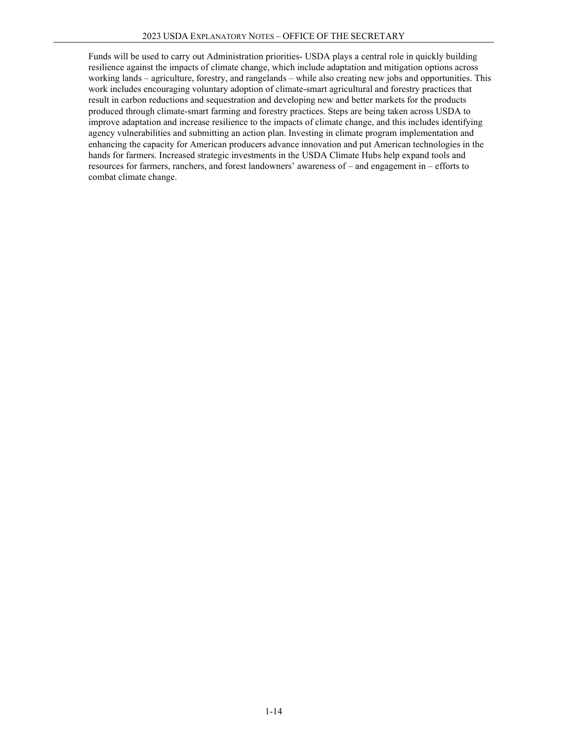Funds will be used to carry out Administration priorities- USDA plays a central role in quickly building resilience against the impacts of climate change, which include adaptation and mitigation options across working lands – agriculture, forestry, and rangelands – while also creating new jobs and opportunities. This work includes encouraging voluntary adoption of climate-smart agricultural and forestry practices that result in carbon reductions and sequestration and developing new and better markets for the products produced through climate-smart farming and forestry practices. Steps are being taken across USDA to improve adaptation and increase resilience to the impacts of climate change, and this includes identifying agency vulnerabilities and submitting an action plan. Investing in climate program implementation and enhancing the capacity for American producers advance innovation and put American technologies in the hands for farmers. Increased strategic investments in the USDA Climate Hubs help expand tools and resources for farmers, ranchers, and forest landowners' awareness of – and engagement in – efforts to combat climate change.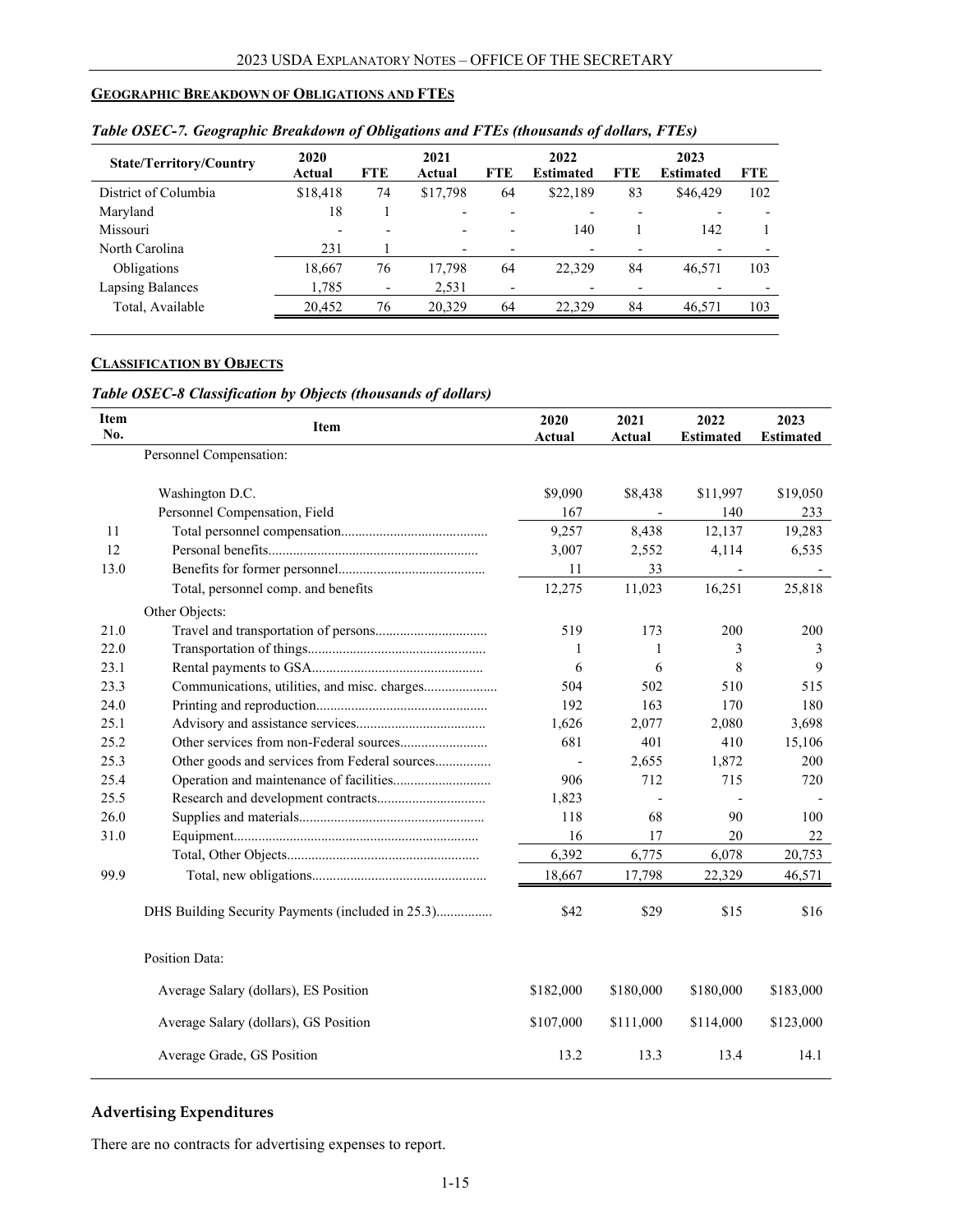## Geographic Breakdown of Obligations and FTEs

*Table OSEC-7. Geographic Breakdown of Obligations and FTEs (thousands of dollars, FTEs)*

| State/Territory/Country | 2020 Actual | FTE | 2021 Actual | FTE | 2022 Estimated | FTE | 2023 Estimated | FTE |
|---|---|---|---|---|---|---|---|---|
| District of Columbia | $18,418 | 74 | $17,798 | 64 | $22,189 | 83 | $46,429 | 102 |
| Maryland | 18 | 1 | - | - | - | - | - | - |
| Missouri | - | - | - | - | 140 | 1 | 142 | 1 |
| North Carolina | 231 | 1 | - | - | - | - | - | - |
| Obligations | 18,667 | 76 | 17,798 | 64 | 22,329 | 84 | 46,571 | 103 |
| Lapsing Balances | 1,785 | - | 2,531 | - | - | - | - | - |
| Total, Available | 20,452 | 76 | 20,329 | 64 | 22,329 | 84 | 46,571 | 103 |

## Classification by Objects

*Table OSEC-8 Classification by Objects (thousands of dollars)*

| Item No. | Item | 2020 Actual | 2021 Actual | 2022 Estimated | 2023 Estimated |
|---|---|---|---|---|---|
| | Personnel Compensation: | | | | |
| | Washington D.C. | $9,090 | $8,438 | $11,997 | $19,050 |
| | Personnel Compensation, Field | 167 | - | 140 | 233 |
| 11 | Total personnel compensation | 9,257 | 8,438 | 12,137 | 19,283 |
| 12 | Personal benefits | 3,007 | 2,552 | 4,114 | 6,535 |
| 13.0 | Benefits for former personnel | 11 | 33 | - | - |
| | Total, personnel comp. and benefits | 12,275 | 11,023 | 16,251 | 25,818 |
| | Other Objects: | | | | |
| 21.0 | Travel and transportation of persons | 519 | 173 | 200 | 200 |
| 22.0 | Transportation of things | 1 | 1 | 3 | 3 |
| 23.1 | Rental payments to GSA | 6 | 6 | 8 | 9 |
| 23.3 | Communications, utilities, and misc. charges | 504 | 502 | 510 | 515 |
| 24.0 | Printing and reproduction | 192 | 163 | 170 | 180 |
| 25.1 | Advisory and assistance services | 1,626 | 2,077 | 2,080 | 3,698 |
| 25.2 | Other services from non-Federal sources | 681 | 401 | 410 | 15,106 |
| 25.3 | Other goods and services from Federal sources | - | 2,655 | 1,872 | 200 |
| 25.4 | Operation and maintenance of facilities | 906 | 712 | 715 | 720 |
| 25.5 | Research and development contracts | 1,823 | - | - | - |
| 26.0 | Supplies and materials | 118 | 68 | 90 | 100 |
| 31.0 | Equipment | 16 | 17 | 20 | 22 |
| | Total, Other Objects | 6,392 | 6,775 | 6,078 | 20,753 |
| 99.9 | Total, new obligations | 18,667 | 17,798 | 22,329 | 46,571 |
| | DHS Building Security Payments (included in 25.3) | $42 | $29 | $15 | $16 |
| | Position Data: | | | | |
| | Average Salary (dollars), ES Position | $182,000 | $180,000 | $180,000 | $183,000 |
| | Average Salary (dollars), GS Position | $107,000 | $111,000 | $114,000 | $123,000 |
| | Average Grade, GS Position | 13.2 | 13.3 | 13.4 | 14.1 |

## Advertising Expenditures

There are no contracts for advertising expenses to report.